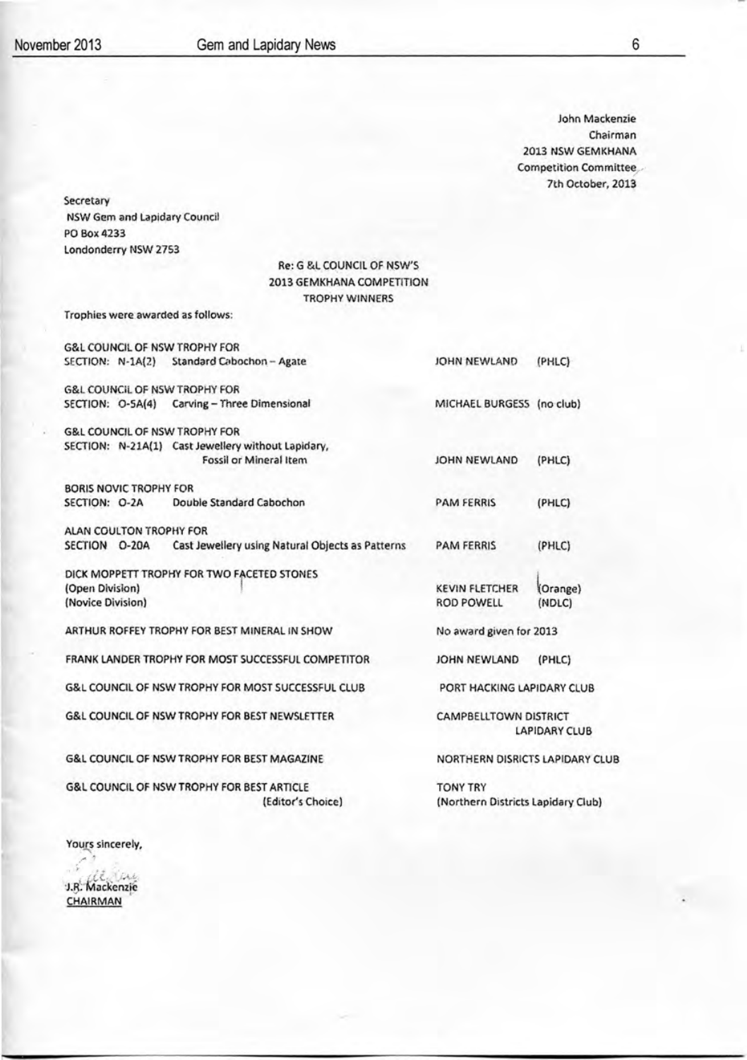John Mackenzie
Chairman
2013 NSW GEMKHANA
Competition Committee
7th October, 2013

Secretary
NSW Gem and Lapidary Council
PO Box 4233
Londonderry NSW 2753

**Re: G &L COUNCIL OF NSW'S**
**2013 GEMKHANA COMPETITION**
**TROPHY WINNERS**

Trophies were awarded as follows:

| Trophy | Winner |
|---|---|
| G&L COUNCIL OF NSW TROPHY FOR SECTION: N-1A(2) Standard Cabochon – Agate | JOHN NEWLAND (PHLC) |
| G&L COUNCIL OF NSW TROPHY FOR SECTION: O-5A(4) Carving – Three Dimensional | MICHAEL BURGESS (no club) |
| G&L COUNCIL OF NSW TROPHY FOR SECTION: N-21A(1) Cast Jewellery without Lapidary, Fossil or Mineral Item | JOHN NEWLAND (PHLC) |
| BORIS NOVIC TROPHY FOR SECTION: O-2A Double Standard Cabochon | PAM FERRIS (PHLC) |
| ALAN COULTON TROPHY FOR SECTION O-20A Cast Jewellery using Natural Objects as Patterns | PAM FERRIS (PHLC) |
| DICK MOPPETT TROPHY FOR TWO FACETED STONES (Open Division) | KEVIN FLETCHER (Orange) |
| (Novice Division) | ROD POWELL (NDLC) |
| ARTHUR ROFFEY TROPHY FOR BEST MINERAL IN SHOW | No award given for 2013 |
| FRANK LANDER TROPHY FOR MOST SUCCESSFUL COMPETITOR | JOHN NEWLAND (PHLC) |
| G&L COUNCIL OF NSW TROPHY FOR MOST SUCCESSFUL CLUB | PORT HACKING LAPIDARY CLUB |
| G&L COUNCIL OF NSW TROPHY FOR BEST NEWSLETTER | CAMPBELLTOWN DISTRICT LAPIDARY CLUB |
| G&L COUNCIL OF NSW TROPHY FOR BEST MAGAZINE | NORTHERN DISRICTS LAPIDARY CLUB |
| G&L COUNCIL OF NSW TROPHY FOR BEST ARTICLE (Editor's Choice) | TONY TRY (Northern Districts Lapidary Club) |

Yours sincerely,

J.R. Mackenzie
CHAIRMAN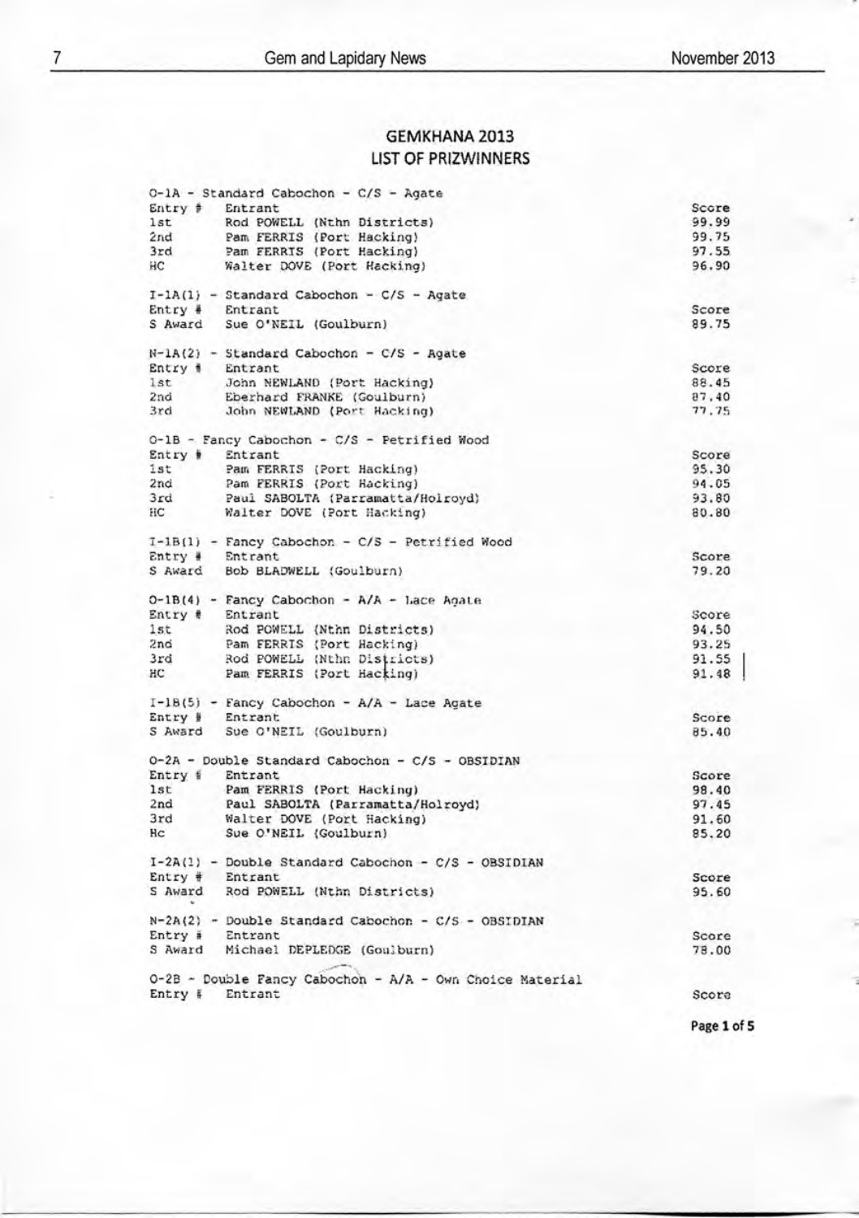## GEMKHANA 2013
## LIST OF PRIZWINNERS

O-1A - Standard Cabochon - C/S - Agate

| Entry # | Entrant | Score |
|---|---|---|
| 1st | Rod POWELL (Nthn Districts) | 99.99 |
| 2nd | Pam FERRIS (Port Hacking) | 99.75 |
| 3rd | Pam FERRIS (Port Hacking) | 97.55 |
| HC | Walter DOVE (Port Hacking) | 96.90 |

I-1A(1) - Standard Cabochon - C/S - Agate

| Entry # | Entrant | Score |
|---|---|---|
| S Award | Sue O'NEIL (Goulburn) | 89.75 |

N-1A(2) - Standard Cabochon - C/S - Agate

| Entry # | Entrant | Score |
|---|---|---|
| 1st | John NEWLAND (Port Hacking) | 88.45 |
| 2nd | Eberhard FRANKE (Goulburn) | 87.40 |
| 3rd | John NEWLAND (Port Hacking) | 77.75 |

O-1B - Fancy Cabochon - C/S - Petrified Wood

| Entry # | Entrant | Score |
|---|---|---|
| 1st | Pam FERRIS (Port Hacking) | 95.30 |
| 2nd | Pam FERRIS (Port Hacking) | 94.05 |
| 3rd | Paul SABOLTA (Parramatta/Holroyd) | 93.80 |
| HC | Walter DOVE (Port Hacking) | 80.80 |

I-1B(1) - Fancy Cabochon - C/S - Petrified Wood

| Entry # | Entrant | Score |
|---|---|---|
| S Award | Bob BLADWELL (Goulburn) | 79.20 |

O-1B(4) - Fancy Cabochon - A/A - Lace Agate

| Entry # | Entrant | Score |
|---|---|---|
| 1st | Rod POWELL (Nthn Districts) | 94.50 |
| 2nd | Pam FERRIS (Port Hacking) | 93.25 |
| 3rd | Rod POWELL (Nthn Districts) | 91.55 |
| HC | Pam FERRIS (Port Hacking) | 91.48 |

I-1B(5) - Fancy Cabochon - A/A - Lace Agate

| Entry # | Entrant | Score |
|---|---|---|
| S Award | Sue O'NEIL (Goulburn) | 85.40 |

O-2A - Double Standard Cabochon - C/S - OBSIDIAN

| Entry # | Entrant | Score |
|---|---|---|
| 1st | Pam FERRIS (Port Hacking) | 98.40 |
| 2nd | Paul SABOLTA (Parramatta/Holroyd) | 97.45 |
| 3rd | Walter DOVE (Port Hacking) | 91.60 |
| Hc | Sue O'NEIL (Goulburn) | 85.20 |

I-2A(1) - Double Standard Cabochon - C/S - OBSIDIAN

| Entry # | Entrant | Score |
|---|---|---|
| S Award | Rod POWELL (Nthn Districts) | 95.60 |

N-2A(2) - Double Standard Cabochon - C/S - OBSIDIAN

| Entry # | Entrant | Score |
|---|---|---|
| S Award | Michael DEPLEDGE (Goulburn) | 78.00 |

O-2B - Double Fancy Cabochon - A/A - Own Choice Material

| Entry # | Entrant | Score |
|---|---|---|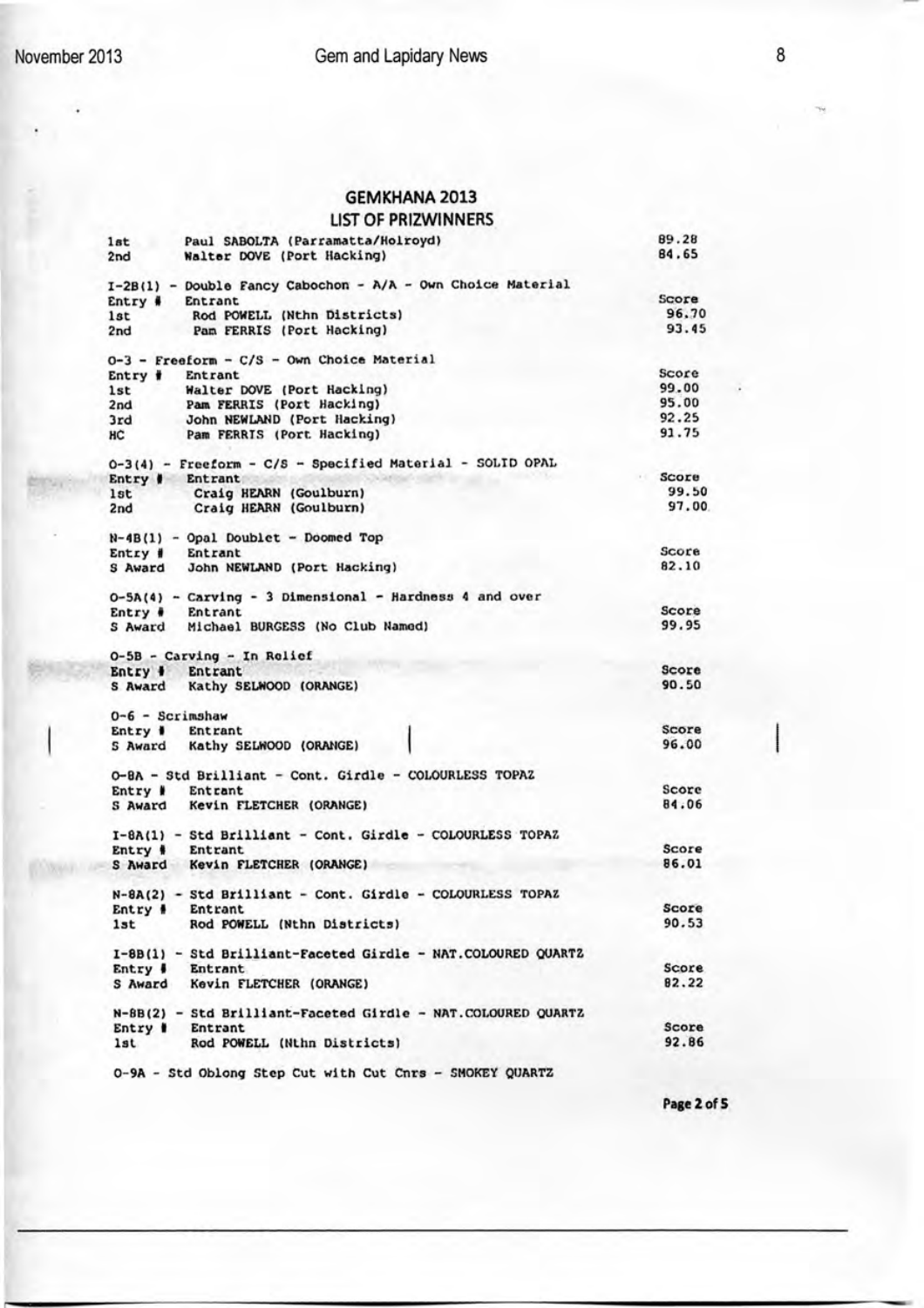# GEMKHANA 2013

## LIST OF PRIZWINNERS

| | | |
|---|---|---|
| 1st | Paul SABOLTA (Parramatta/Holroyd) | 89.28 |
| 2nd | Walter DOVE (Port Hacking) | 84.65 |

**I-2B(1) - Double Fancy Cabochon - A/A - Own Choice Material**

| Entry # | Entrant | Score |
|---|---|---|
| 1st | Rod POWELL (Nthn Districts) | 96.70 |
| 2nd | Pam FERRIS (Port Hacking) | 93.45 |

**O-3 - Freeform - C/S - Own Choice Material**

| Entry # | Entrant | Score |
|---|---|---|
| 1st | Walter DOVE (Port Hacking) | 99.00 |
| 2nd | Pam FERRIS (Port Hacking) | 95.00 |
| 3rd | John NEWLAND (Port Hacking) | 92.25 |
| HC | Pam FERRIS (Port Hacking) | 91.75 |

**O-3(4) - Freeform - C/S - Specified Material - SOLID OPAL**

| Entry # | Entrant | Score |
|---|---|---|
| 1st | Craig HEARN (Goulburn) | 99.50 |
| 2nd | Craig HEARN (Goulburn) | 97.00 |

**N-4B(1) - Opal Doublet - Doomed Top**

| Entry # | Entrant | Score |
|---|---|---|
| S Award | John NEWLAND (Port Hacking) | 82.10 |

**O-5A(4) - Carving - 3 Dimensional - Hardness 4 and over**

| Entry # | Entrant | Score |
|---|---|---|
| S Award | Michael BURGESS (No Club Named) | 99.95 |

**O-5B - Carving - In Relief**

| Entry # | Entrant | Score |
|---|---|---|
| S Award | Kathy SELWOOD (ORANGE) | 90.50 |

**O-6 - Scrimshaw**

| Entry # | Entrant | Score |
|---|---|---|
| S Award | Kathy SELWOOD (ORANGE) | 96.00 |

**O-8A - Std Brilliant - Cont. Girdle - COLOURLESS TOPAZ**

| Entry # | Entrant | Score |
|---|---|---|
| S Award | Kevin FLETCHER (ORANGE) | 84.06 |

**I-8A(1) - Std Brilliant - Cont. Girdle - COLOURLESS TOPAZ**

| Entry # | Entrant | Score |
|---|---|---|
| S Award | Kevin FLETCHER (ORANGE) | 86.01 |

**N-8A(2) - Std Brilliant - Cont. Girdle - COLOURLESS TOPAZ**

| Entry # | Entrant | Score |
|---|---|---|
| 1st | Rod POWELL (Nthn Districts) | 90.53 |

**I-8B(1) - Std Brilliant-Faceted Girdle - NAT.COLOURED QUARTZ**

| Entry # | Entrant | Score |
|---|---|---|
| S Award | Kevin FLETCHER (ORANGE) | 82.22 |

**N-8B(2) - Std Brilliant-Faceted Girdle - NAT.COLOURED QUARTZ**

| Entry # | Entrant | Score |
|---|---|---|
| 1st | Rod POWELL (Nthn Districts) | 92.86 |

**O-9A - Std Oblong Step Cut with Cut Cnrs - SMOKEY QUARTZ**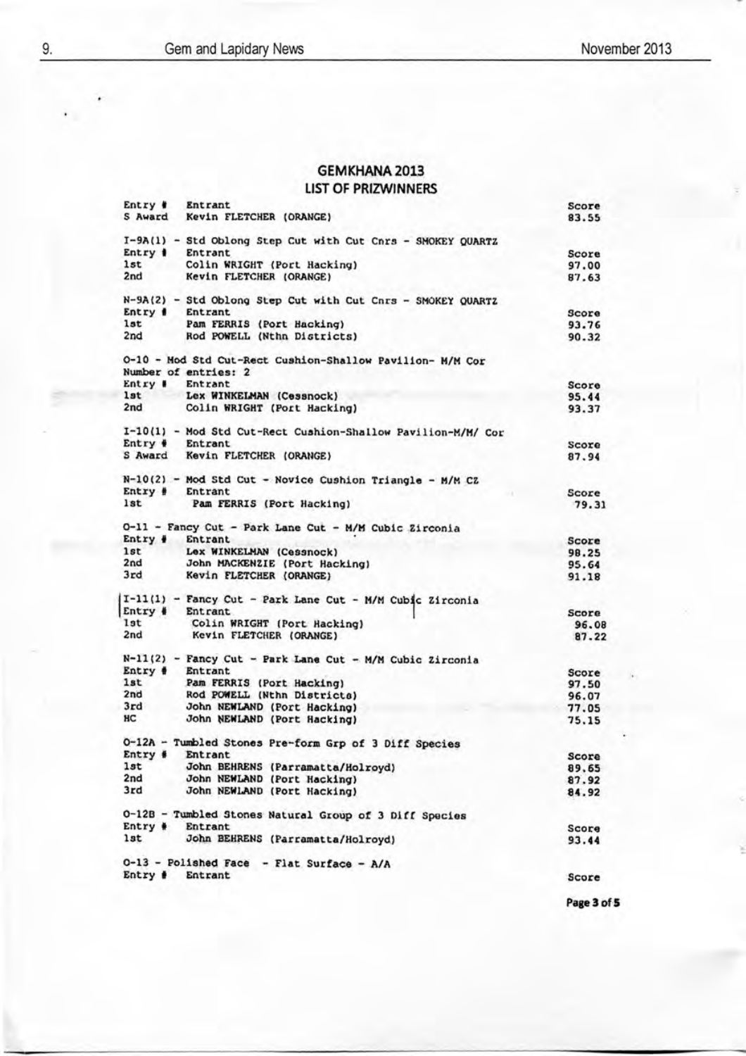## GEMKHANA 2013
### LIST OF PRIZWINNERS

| Entry # | Entrant | Score |
|---|---|---|
| S Award | Kevin FLETCHER (ORANGE) | 83.55 |

I-9A(1) - Std Oblong Step Cut with Cut Cnrs - SMOKEY QUARTZ

| Entry # | Entrant | Score |
|---|---|---|
| 1st | Colin WRIGHT (Port Hacking) | 97.00 |
| 2nd | Kevin FLETCHER (ORANGE) | 87.63 |

N-9A(2) - Std Oblong Step Cut with Cut Cnrs - SMOKEY QUARTZ

| Entry # | Entrant | Score |
|---|---|---|
| 1st | Pam FERRIS (Port Hacking) | 93.76 |
| 2nd | Rod POWELL (Nthn Districts) | 90.32 |

O-10 - Mod Std Cut-Rect Cushion-Shallow Pavilion- M/M Cor
Number of entries: 2

| Entry # | Entrant | Score |
|---|---|---|
| 1st | Lex WINKELMAN (Cessnock) | 95.44 |
| 2nd | Colin WRIGHT (Port Hacking) | 93.37 |

I-10(1) - Mod Std Cut-Rect Cushion-Shallow Pavilion-M/M/ Cor

| Entry # | Entrant | Score |
|---|---|---|
| S Award | Kevin FLETCHER (ORANGE) | 87.94 |

N-10(2) - Mod Std Cut - Novice Cushion Triangle - M/M CZ

| Entry # | Entrant | Score |
|---|---|---|
| 1st | Pam FERRIS (Port Hacking) | 79.31 |

O-11 - Fancy Cut - Park Lane Cut - M/M Cubic Zirconia

| Entry # | Entrant | Score |
|---|---|---|
| 1st | Lex WINKELMAN (Cessnock) | 98.25 |
| 2nd | John MACKENZIE (Port Hacking) | 95.64 |
| 3rd | Kevin FLETCHER (ORANGE) | 91.18 |

I-11(1) - Fancy Cut - Park Lane Cut - M/M Cubic Zirconia

| Entry # | Entrant | Score |
|---|---|---|
| 1st | Colin WRIGHT (Port Hacking) | 96.08 |
| 2nd | Kevin FLETCHER (ORANGE) | 87.22 |

N-11(2) - Fancy Cut - Park Lane Cut - M/M Cubic Zirconia

| Entry # | Entrant | Score |
|---|---|---|
| 1st | Pam FERRIS (Port Hacking) | 97.50 |
| 2nd | Rod POWELL (Nthn Districts) | 96.07 |
| 3rd | John NEWLAND (Port Hacking) | 77.05 |
| HC | John NEWLAND (Port Hacking) | 75.15 |

O-12A - Tumbled Stones Pre-form Grp of 3 Diff Species

| Entry # | Entrant | Score |
|---|---|---|
| 1st | John BEHRENS (Parramatta/Holroyd) | 89.65 |
| 2nd | John NEWLAND (Port Hacking) | 87.92 |
| 3rd | John NEWLAND (Port Hacking) | 84.92 |

O-12B - Tumbled Stones Natural Group of 3 Diff Species

| Entry # | Entrant | Score |
|---|---|---|
| 1st | John BEHRENS (Parramatta/Holroyd) | 93.44 |

O-13 - Polished Face - Flat Surface - A/A

| Entry # | Entrant | Score |
|---|---|---|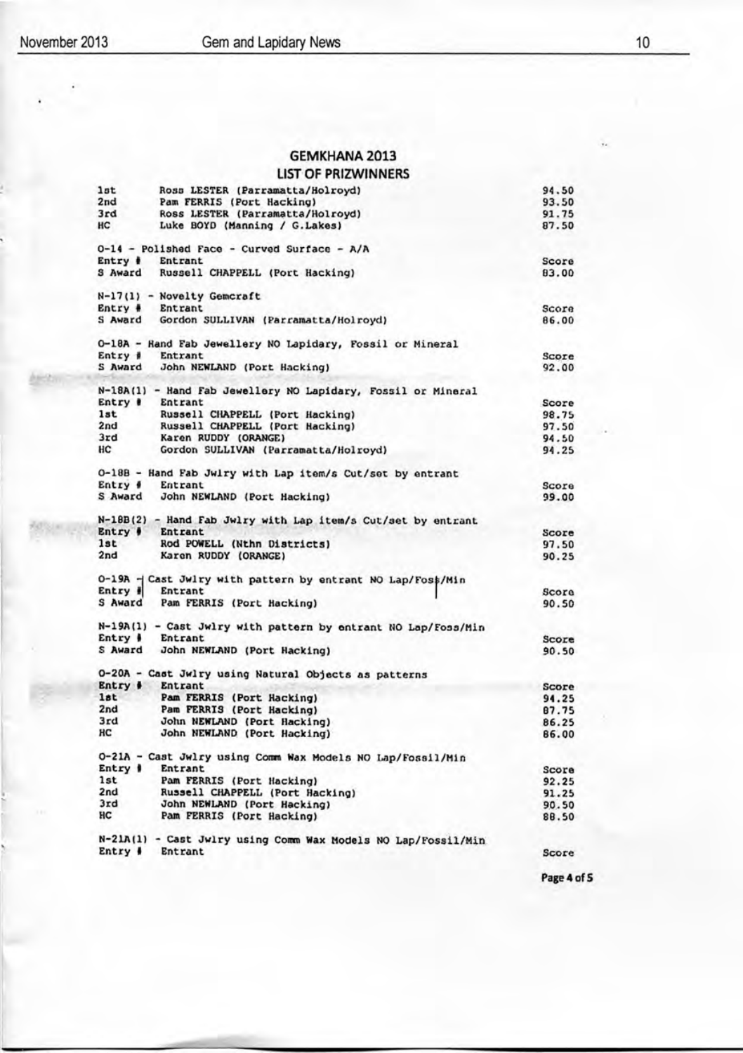## GEMKHANA 2013

### LIST OF PRIZWINNERS

| | | |
|---|---|---|
| 1st | Ross LESTER (Parramatta/Holroyd) | 94.50 |
| 2nd | Pam FERRIS (Port Hacking) | 93.50 |
| 3rd | Ross LESTER (Parramatta/Holroyd) | 91.75 |
| HC | Luke BOYD (Manning / G.Lakes) | 87.50 |

O-14 - Polished Face - Curved Surface - A/A

| Entry # | Entrant | Score |
|---|---|---|
| S Award | Russell CHAPPELL (Port Hacking) | 83.00 |

N-17(1) - Novelty Gemcraft

| Entry # | Entrant | Score |
|---|---|---|
| S Award | Gordon SULLIVAN (Parramatta/Holroyd) | 86.00 |

O-18A - Hand Fab Jewellery NO Lapidary, Fossil or Mineral

| Entry # | Entrant | Score |
|---|---|---|
| S Award | John NEWLAND (Port Hacking) | 92.00 |

N-18A(1) - Hand Fab Jewellery NO Lapidary, Fossil or Mineral

| Entry # | Entrant | Score |
|---|---|---|
| 1st | Russell CHAPPELL (Port Hacking) | 98.75 |
| 2nd | Russell CHAPPELL (Port Hacking) | 97.50 |
| 3rd | Karen RUDDY (ORANGE) | 94.50 |
| HC | Gordon SULLIVAN (Parramatta/Holroyd) | 94.25 |

O-18B - Hand Fab Jwlry with Lap item/s Cut/set by entrant

| Entry # | Entrant | Score |
|---|---|---|
| S Award | John NEWLAND (Port Hacking) | 99.00 |

N-18B(2) - Hand Fab Jwlry with Lap item/s Cut/set by entrant

| Entry # | Entrant | Score |
|---|---|---|
| 1st | Rod POWELL (Nthn Districts) | 97.50 |
| 2nd | Karen RUDDY (ORANGE) | 90.25 |

O-19A - Cast Jwlry with pattern by entrant NO Lap/Foss/Min

| Entry # | Entrant | Score |
|---|---|---|
| S Award | Pam FERRIS (Port Hacking) | 90.50 |

N-19A(1) - Cast Jwlry with pattern by entrant NO Lap/Foss/Min

| Entry # | Entrant | Score |
|---|---|---|
| S Award | John NEWLAND (Port Hacking) | 90.50 |

O-20A - Cast Jwlry using Natural Objects as patterns

| Entry # | Entrant | Score |
|---|---|---|
| 1st | Pam FERRIS (Port Hacking) | 94.25 |
| 2nd | Pam FERRIS (Port Hacking) | 87.75 |
| 3rd | John NEWLAND (Port Hacking) | 86.25 |
| HC | John NEWLAND (Port Hacking) | 86.00 |

O-21A - Cast Jwlry using Comm Wax Models NO Lap/Fossil/Min

| Entry # | Entrant | Score |
|---|---|---|
| 1st | Pam FERRIS (Port Hacking) | 92.25 |
| 2nd | Russell CHAPPELL (Port Hacking) | 91.25 |
| 3rd | John NEWLAND (Port Hacking) | 90.50 |
| HC | Pam FERRIS (Port Hacking) | 88.50 |

N-21A(1) - Cast Jwlry using Comm Wax Models NO Lap/Fossil/Min

| Entry # | Entrant | Score |
|---|---|---|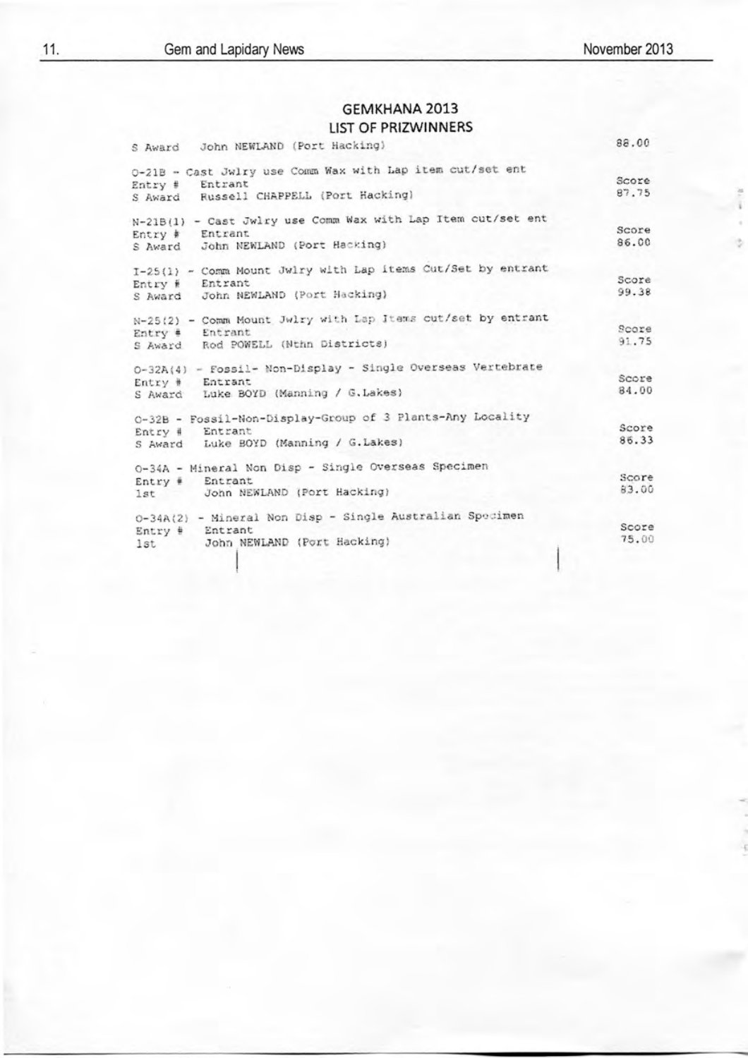## GEMKHANA 2013
### LIST OF PRIZWINNERS

S Award John NEWLAND (Port Hacking) 88.00

O-21B - Cast Jwlry use Comm Wax with Lap item cut/set ent

| Entry # | Entrant | Score |
|---|---|---|
| S Award | Russell CHAPPELL (Port Hacking) | 87.75 |

N-21B(1) - Cast Jwlry use Comm Wax with Lap Item cut/set ent

| Entry # | Entrant | Score |
|---|---|---|
| S Award | John NEWLAND (Port Hacking) | 86.00 |

I-25(1) - Comm Mount Jwlry with Lap items Cut/Set by entrant

| Entry # | Entrant | Score |
|---|---|---|
| S Award | John NEWLAND (Port Hacking) | 99.38 |

N-25(2) - Comm Mount Jwlry with Lap Items cut/set by entrant

| Entry # | Entrant | Score |
|---|---|---|
| S Award | Rod POWELL (Nthn Districts) | 91.75 |

O-32A(4) - Fossil- Non-Display - Single Overseas Vertebrate

| Entry # | Entrant | Score |
|---|---|---|
| S Award | Luke BOYD (Manning / G.Lakes) | 84.00 |

O-32B - Fossil-Non-Display-Group of 3 Plants-Any Locality

| Entry # | Entrant | Score |
|---|---|---|
| S Award | Luke BOYD (Manning / G.Lakes) | 86.33 |

O-34A - Mineral Non Disp - Single Overseas Specimen

| Entry # | Entrant | Score |
|---|---|---|
| 1st | John NEWLAND (Port Hacking) | 83.00 |

O-34A(2) - Mineral Non Disp - Single Australian Specimen

| Entry # | Entrant | Score |
|---|---|---|
| 1st | John NEWLAND (Port Hacking) | 75.00 |